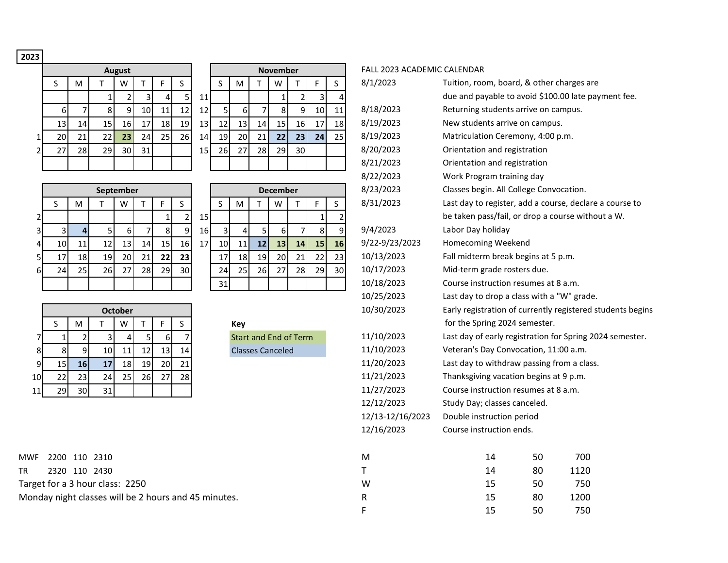**2023**

**August**

| | S | M | T | W | T | F | S |
|---|---|---|---|---|---|---|---|
| | | | 1 | 2 | 3 | 4 | 5 |
| | 6 | 7 | 8 | 9 | 10 | 11 | 12 |
| | 13 | 14 | 15 | 16 | 17 | 18 | 19 |
| 1 | 20 | 21 | 22 | **23** | 24 | 25 | 26 |
| 2 | 27 | 28 | 29 | 30 | 31 | | |

**September**

| | S | M | T | W | T | F | S |
|---|---|---|---|---|---|---|---|
| 2 | | | | | | 1 | 2 |
| 3 | 3 | **4** | 5 | 6 | 7 | 8 | 9 |
| 4 | 10 | 11 | 12 | 13 | 14 | 15 | 16 |
| 5 | 17 | 18 | 19 | 20 | 21 | **22** | **23** |
| 6 | 24 | 25 | 26 | 27 | 28 | 29 | 30 |

**October**

| | S | M | T | W | T | F | S |
|---|---|---|---|---|---|---|---|
| 7 | 1 | 2 | 3 | 4 | 5 | 6 | 7 |
| 8 | 8 | 9 | 10 | 11 | 12 | 13 | 14 |
| 9 | 15 | **16** | **17** | 18 | 19 | 20 | 21 |
| 10 | 22 | 23 | 24 | 25 | 26 | 27 | 28 |
| 11 | 29 | 30 | 31 | | | | |

**November**

| | S | M | T | W | T | F | S |
|---|---|---|---|---|---|---|---|
| 11 | | | | 1 | 2 | 3 | 4 |
| 12 | 5 | 6 | 7 | 8 | 9 | 10 | 11 |
| 13 | 12 | 13 | 14 | 15 | 16 | 17 | 18 |
| 14 | 19 | 20 | 21 | **22** | **23** | **24** | 25 |
| 15 | 26 | 27 | 28 | 29 | 30 | | |

**December**

| | S | M | T | W | T | F | S |
|---|---|---|---|---|---|---|---|
| 15 | | | | | | 1 | 2 |
| 16 | 3 | 4 | 5 | 6 | 7 | 8 | 9 |
| 17 | 10 | 11 | **12** | **13** | **14** | **15** | **16** |
| | 17 | 18 | 19 | 20 | 21 | 22 | 23 |
| | 24 | 25 | 26 | 27 | 28 | 29 | 30 |
| | 31 | | | | | | |

**Key**

- Start and End of Term
- Classes Canceled

FALL 2023 ACADEMIC CALENDAR

| Date | Event |
|---|---|
| 8/1/2023 | Tuition, room, board, & other charges are due and payable to avoid $100.00 late payment fee. |
| 8/18/2023 | Returning students arrive on campus. |
| 8/19/2023 | New students arrive on campus. |
| 8/19/2023 | Matriculation Ceremony, 4:00 p.m. |
| 8/20/2023 | Orientation and registration |
| 8/21/2023 | Orientation and registration |
| 8/22/2023 | Work Program training day |
| 8/23/2023 | Classes begin. All College Convocation. |
| 8/31/2023 | Last day to register, add a course, declare a course to be taken pass/fail, or drop a course without a W. |
| 9/4/2023 | Labor Day holiday |
| 9/22-9/23/2023 | Homecoming Weekend |
| 10/13/2023 | Fall midterm break begins at 5 p.m. |
| 10/17/2023 | Mid-term grade rosters due. |
| 10/18/2023 | Course instruction resumes at 8 a.m. |
| 10/25/2023 | Last day to drop a class with a "W" grade. |
| 10/30/2023 | Early registration of currently registered students begins for the Spring 2024 semester. |
| 11/10/2023 | Last day of early registration for Spring 2024 semester. |
| 11/10/2023 | Veteran's Day Convocation, 11:00 a.m. |
| 11/20/2023 | Last day to withdraw passing from a class. |
| 11/21/2023 | Thanksgiving vacation begins at 9 p.m. |
| 11/27/2023 | Course instruction resumes at 8 a.m. |
| 12/12/2023 | Study Day; classes canceled. |
| 12/13-12/16/2023 | Double instruction period |
| 12/16/2023 | Course instruction ends. |

| | | | |
|---|---|---|---|
| MWF | 2200 | 110 | 2310 |
| TR | 2320 | 110 | 2430 |

Target for a 3 hour class: 2250

Monday night classes will be 2 hours and 45 minutes.

| | | | |
|---|---|---|---|
| M | 14 | 50 | 700 |
| T | 14 | 80 | 1120 |
| W | 15 | 50 | 750 |
| R | 15 | 80 | 1200 |
| F | 15 | 50 | 750 |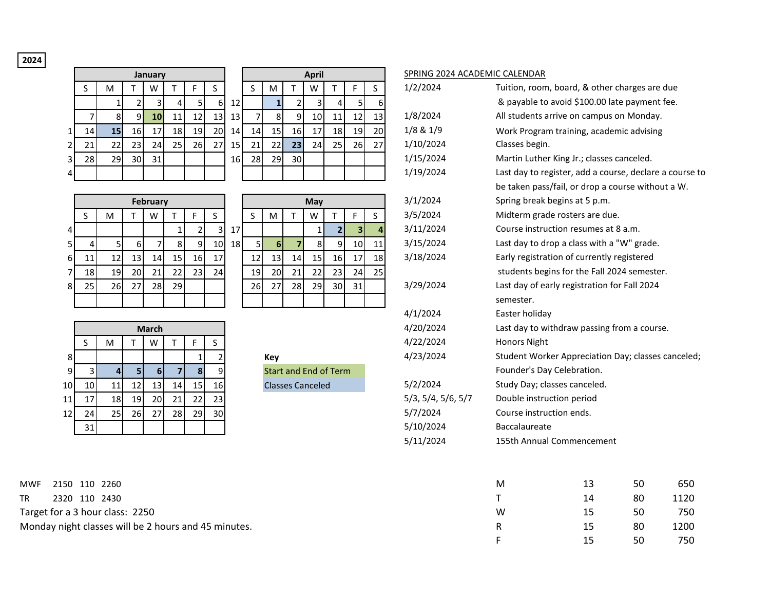**2024**

**January**

| | S | M | T | W | T | F | S |
|---|---|---|---|---|---|---|---|
| | | 1 | 2 | 3 | 4 | 5 | 6 |
| | 7 | 8 | 9 | **10** | 11 | 12 | 13 |
| 1 | 14 | **15** | 16 | 17 | 18 | 19 | 20 |
| 2 | 21 | 22 | 23 | 24 | 25 | 26 | 27 |
| 3 | 28 | 29 | 30 | 31 | | | |
| 4 | | | | | | | |

**February**

| | S | M | T | W | T | F | S |
|---|---|---|---|---|---|---|---|
| 4 | | | | | 1 | 2 | 3 |
| 5 | 4 | 5 | 6 | 7 | 8 | 9 | 10 |
| 6 | 11 | 12 | 13 | 14 | 15 | 16 | 17 |
| 7 | 18 | 19 | 20 | 21 | 22 | 23 | 24 |
| 8 | 25 | 26 | 27 | 28 | 29 | | |

**March**

| | S | M | T | W | T | F | S |
|---|---|---|---|---|---|---|---|
| 8 | | | | | | 1 | 2 |
| 9 | 3 | **4** | **5** | **6** | **7** | **8** | 9 |
| 10 | 10 | 11 | 12 | 13 | 14 | 15 | 16 |
| 11 | 17 | 18 | 19 | 20 | 21 | 22 | 23 |
| 12 | 24 | 25 | 26 | 27 | 28 | 29 | 30 |
| | 31 | | | | | | |

**April**

| | S | M | T | W | T | F | S |
|---|---|---|---|---|---|---|---|
| 12 | | **1** | 2 | 3 | 4 | 5 | 6 |
| 13 | 7 | 8 | 9 | 10 | 11 | 12 | 13 |
| 14 | 14 | 15 | 16 | 17 | 18 | 19 | 20 |
| 15 | 21 | 22 | **23** | 24 | 25 | 26 | 27 |
| 16 | 28 | 29 | 30 | | | | |

**May**

| | S | M | T | W | T | F | S |
|---|---|---|---|---|---|---|---|
| 17 | | | | 1 | **2** | **3** | **4** |
| 18 | 5 | **6** | **7** | 8 | 9 | 10 | 11 |
| | 12 | 13 | 14 | 15 | 16 | 17 | 18 |
| | 19 | 20 | 21 | 22 | 23 | 24 | 25 |
| | 26 | 27 | 28 | 29 | 30 | 31 | |

**Key**

Start and End of Term

Classes Canceled

SPRING 2024 ACADEMIC CALENDAR

| | |
|---|---|
| 1/2/2024 | Tuition, room, board, & other charges are due & payable to avoid $100.00 late payment fee. |
| 1/8/2024 | All students arrive on campus on Monday. |
| 1/8 & 1/9 | Work Program training, academic advising |
| 1/10/2024 | Classes begin. |
| 1/15/2024 | Martin Luther King Jr.; classes canceled. |
| 1/19/2024 | Last day to register, add a course, declare a course to be taken pass/fail, or drop a course without a W. |
| 3/1/2024 | Spring break begins at 5 p.m. |
| 3/5/2024 | Midterm grade rosters are due. |
| 3/11/2024 | Course instruction resumes at 8 a.m. |
| 3/15/2024 | Last day to drop a class with a "W" grade. |
| 3/18/2024 | Early registration of currently registered students begins for the Fall 2024 semester. |
| 3/29/2024 | Last day of early registration for Fall 2024 semester. |
| 4/1/2024 | Easter holiday |
| 4/20/2024 | Last day to withdraw passing from a course. |
| 4/22/2024 | Honors Night |
| 4/23/2024 | Student Worker Appreciation Day; classes canceled; Founder's Day Celebration. |
| 5/2/2024 | Study Day; classes canceled. |
| 5/3, 5/4, 5/6, 5/7 | Double instruction period |
| 5/7/2024 | Course instruction ends. |
| 5/10/2024 | Baccalaureate |
| 5/11/2024 | 155th Annual Commencement |

| | | | |
|---|---|---|---|
| MWF | 2150 | 110 | 2260 |
| TR | 2320 | 110 | 2430 |

Target for a 3 hour class: 2250

Monday night classes will be 2 hours and 45 minutes.

| | | | |
|---|---|---|---|
| M | 13 | 50 | 650 |
| T | 14 | 80 | 1120 |
| W | 15 | 50 | 750 |
| R | 15 | 80 | 1200 |
| F | 15 | 50 | 750 |